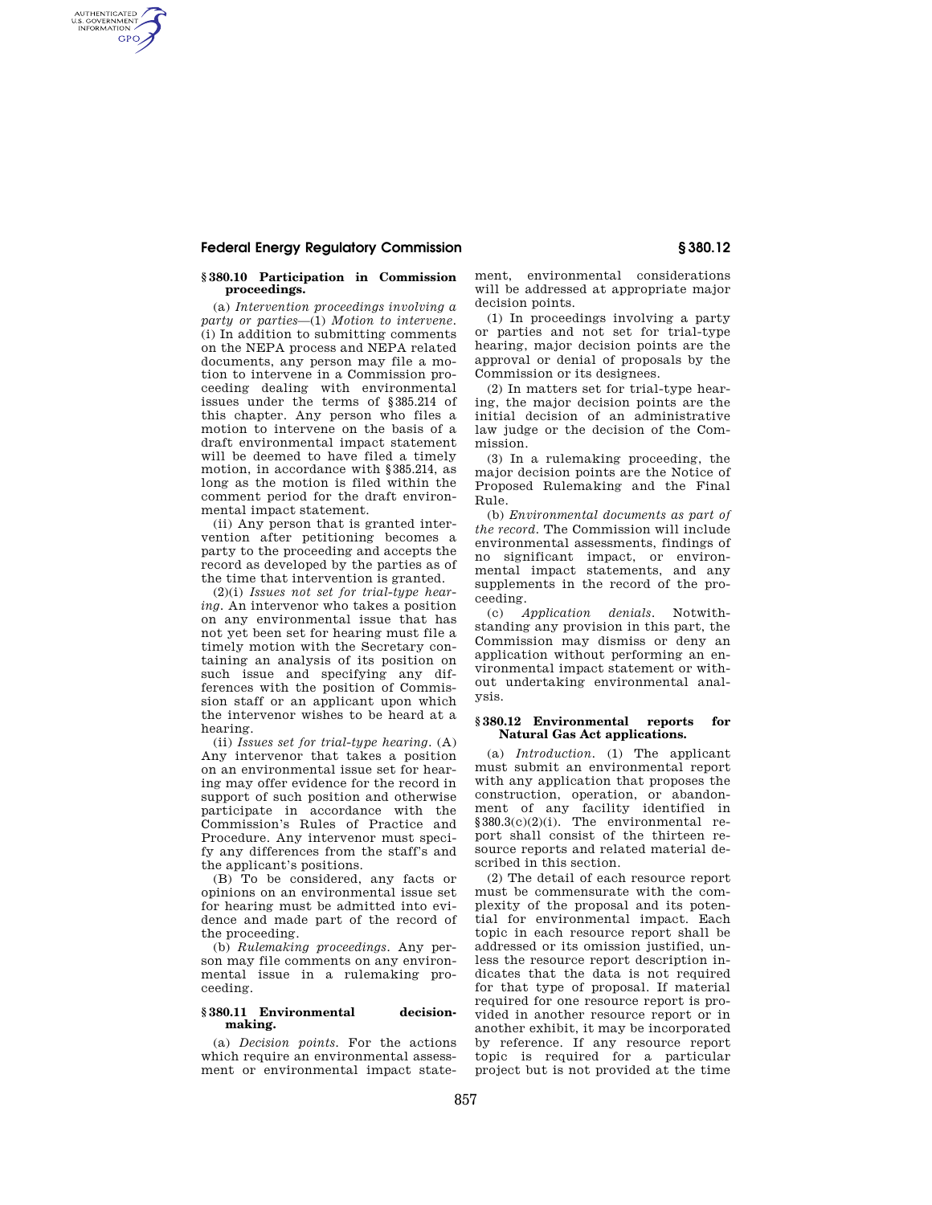### § 380.10 Participation in Commission proceedings.

(a) *Intervention proceedings involving a party or parties*—(1) *Motion to intervene.* (i) In addition to submitting comments on the NEPA process and NEPA related documents, any person may file a motion to intervene in a Commission proceeding dealing with environmental issues under the terms of §385.214 of this chapter. Any person who files a motion to intervene on the basis of a draft environmental impact statement will be deemed to have filed a timely motion, in accordance with §385.214, as long as the motion is filed within the comment period for the draft environmental impact statement.

(ii) Any person that is granted intervention after petitioning becomes a party to the proceeding and accepts the record as developed by the parties as of the time that intervention is granted.

(2)(i) *Issues not set for trial-type hearing.* An intervenor who takes a position on any environmental issue that has not yet been set for hearing must file a timely motion with the Secretary containing an analysis of its position on such issue and specifying any differences with the position of Commission staff or an applicant upon which the intervenor wishes to be heard at a hearing.

(ii) *Issues set for trial-type hearing.* (A) Any intervenor that takes a position on an environmental issue set for hearing may offer evidence for the record in support of such position and otherwise participate in accordance with the Commission's Rules of Practice and Procedure. Any intervenor must specify any differences from the staff's and the applicant's positions.

(B) To be considered, any facts or opinions on an environmental issue set for hearing must be admitted into evidence and made part of the record of the proceeding.

(b) *Rulemaking proceedings.* Any person may file comments on any environmental issue in a rulemaking proceeding.

### § 380.11 Environmental decision-making.

(a) *Decision points.* For the actions which require an environmental assessment or environmental impact statement, environmental considerations will be addressed at appropriate major decision points.

(1) In proceedings involving a party or parties and not set for trial-type hearing, major decision points are the approval or denial of proposals by the Commission or its designees.

(2) In matters set for trial-type hearing, the major decision points are the initial decision of an administrative law judge or the decision of the Commission.

(3) In a rulemaking proceeding, the major decision points are the Notice of Proposed Rulemaking and the Final Rule.

(b) *Environmental documents as part of the record.* The Commission will include environmental assessments, findings of no significant impact, or environmental impact statements, and any supplements in the record of the proceeding.

(c) *Application denials.* Notwithstanding any provision in this part, the Commission may dismiss or deny an application without performing an environmental impact statement or without undertaking environmental analysis.

### § 380.12 Environmental reports for Natural Gas Act applications.

(a) *Introduction.* (1) The applicant must submit an environmental report with any application that proposes the construction, operation, or abandonment of any facility identified in §380.3(c)(2)(i). The environmental report shall consist of the thirteen resource reports and related material described in this section.

(2) The detail of each resource report must be commensurate with the complexity of the proposal and its potential for environmental impact. Each topic in each resource report shall be addressed or its omission justified, unless the resource report description indicates that the data is not required for that type of proposal. If material required for one resource report is provided in another resource report or in another exhibit, it may be incorporated by reference. If any resource report topic is required for a particular project but is not provided at the time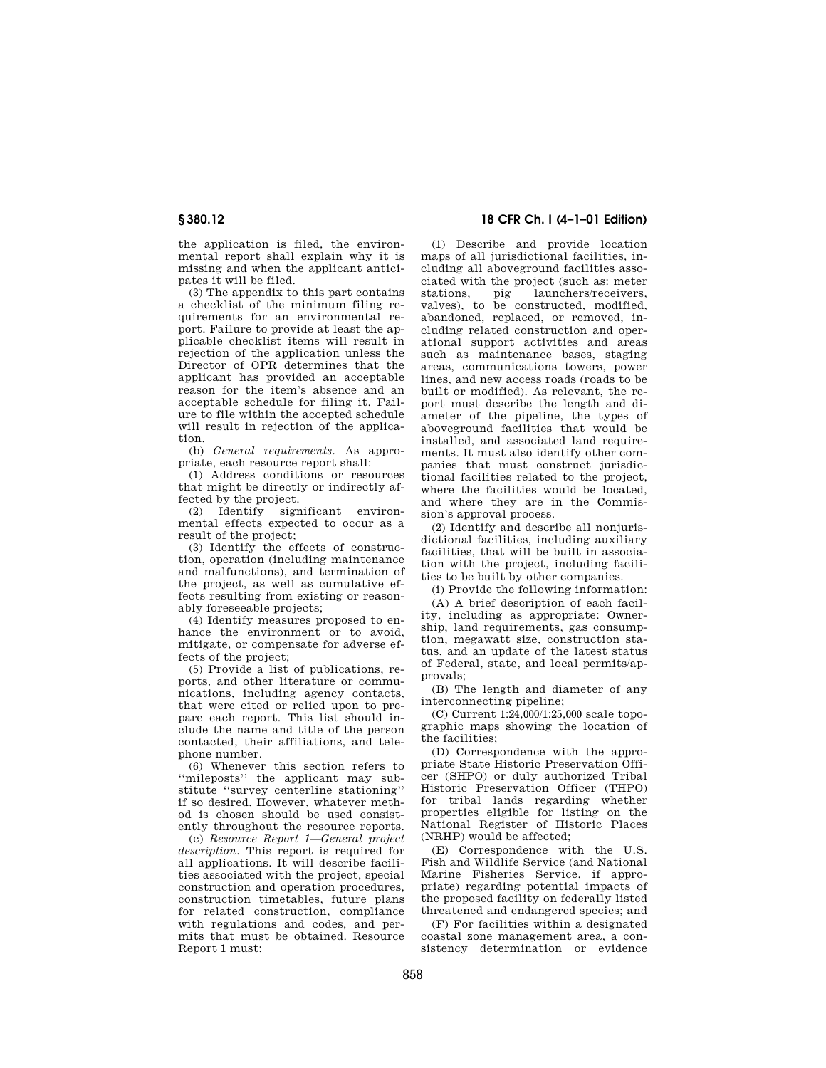the application is filed, the environmental report shall explain why it is missing and when the applicant anticipates it will be filed.

(3) The appendix to this part contains a checklist of the minimum filing requirements for an environmental report. Failure to provide at least the applicable checklist items will result in rejection of the application unless the Director of OPR determines that the applicant has provided an acceptable reason for the item's absence and an acceptable schedule for filing it. Failure to file within the accepted schedule will result in rejection of the application.

(b) *General requirements.* As appropriate, each resource report shall:

(1) Address conditions or resources that might be directly or indirectly affected by the project.

(2) Identify significant environmental effects expected to occur as a result of the project;

(3) Identify the effects of construction, operation (including maintenance and malfunctions), and termination of the project, as well as cumulative effects resulting from existing or reasonably foreseeable projects;

(4) Identify measures proposed to enhance the environment or to avoid, mitigate, or compensate for adverse effects of the project;

(5) Provide a list of publications, reports, and other literature or communications, including agency contacts, that were cited or relied upon to prepare each report. This list should include the name and title of the person contacted, their affiliations, and telephone number.

(6) Whenever this section refers to ''mileposts'' the applicant may substitute ''survey centerline stationing'' if so desired. However, whatever method is chosen should be used consistently throughout the resource reports.

(c) *Resource Report 1—General project description.* This report is required for all applications. It will describe facilities associated with the project, special construction and operation procedures, construction timetables, future plans for related construction, compliance with regulations and codes, and permits that must be obtained. Resource Report 1 must:

(1) Describe and provide location maps of all jurisdictional facilities, including all aboveground facilities associated with the project (such as: meter stations, pig launchers/receivers, valves), to be constructed, modified, abandoned, replaced, or removed, including related construction and operational support activities and areas such as maintenance bases, staging areas, communications towers, power lines, and new access roads (roads to be built or modified). As relevant, the report must describe the length and diameter of the pipeline, the types of aboveground facilities that would be installed, and associated land requirements. It must also identify other companies that must construct jurisdictional facilities related to the project, where the facilities would be located, and where they are in the Commission's approval process.

(2) Identify and describe all nonjurisdictional facilities, including auxiliary facilities, that will be built in association with the project, including facilities to be built by other companies.

(i) Provide the following information:

(A) A brief description of each facility, including as appropriate: Ownership, land requirements, gas consumption, megawatt size, construction status, and an update of the latest status of Federal, state, and local permits/approvals;

(B) The length and diameter of any interconnecting pipeline;

(C) Current 1:24,000/1:25,000 scale topographic maps showing the location of the facilities;

(D) Correspondence with the appropriate State Historic Preservation Officer (SHPO) or duly authorized Tribal Historic Preservation Officer (THPO) for tribal lands regarding whether properties eligible for listing on the National Register of Historic Places (NRHP) would be affected;

(E) Correspondence with the U.S. Fish and Wildlife Service (and National Marine Fisheries Service, if appropriate) regarding potential impacts of the proposed facility on federally listed threatened and endangered species; and

(F) For facilities within a designated coastal zone management area, a consistency determination or evidence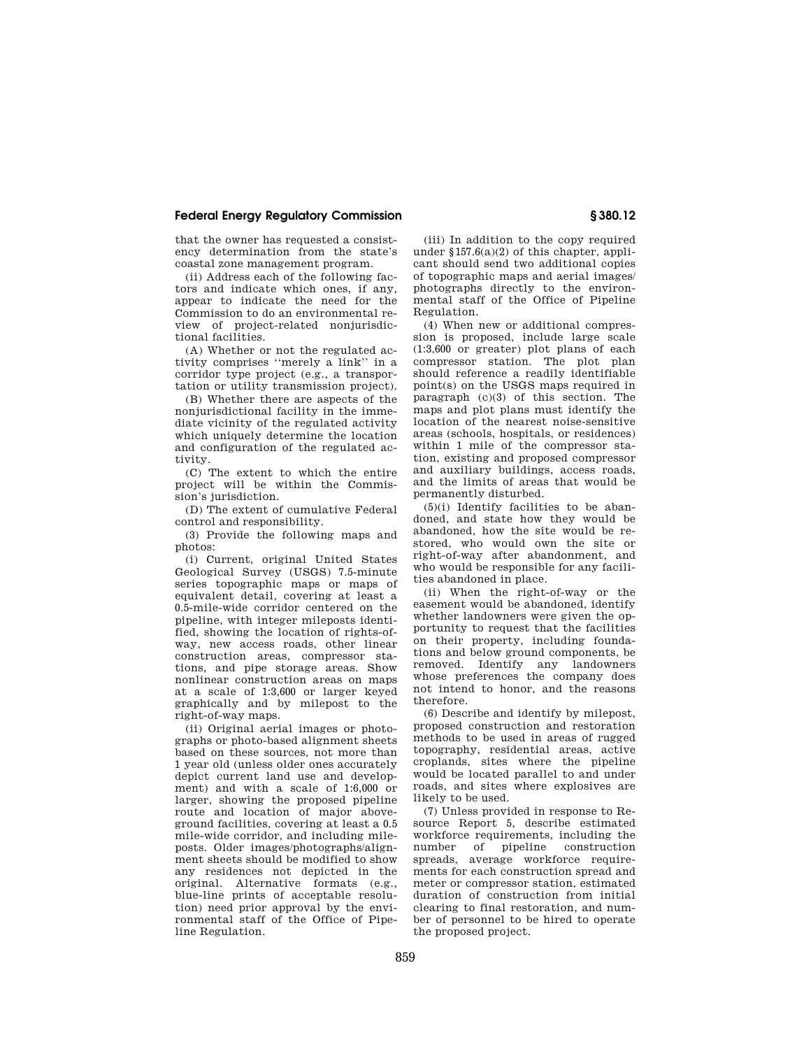that the owner has requested a consistency determination from the state's coastal zone management program.

(ii) Address each of the following factors and indicate which ones, if any, appear to indicate the need for the Commission to do an environmental review of project-related nonjurisdictional facilities.

(A) Whether or not the regulated activity comprises ''merely a link'' in a corridor type project (e.g., a transportation or utility transmission project).

(B) Whether there are aspects of the nonjurisdictional facility in the immediate vicinity of the regulated activity which uniquely determine the location and configuration of the regulated activity.

(C) The extent to which the entire project will be within the Commission's jurisdiction.

(D) The extent of cumulative Federal control and responsibility.

(3) Provide the following maps and photos:

(i) Current, original United States Geological Survey (USGS) 7.5-minute series topographic maps or maps of equivalent detail, covering at least a 0.5-mile-wide corridor centered on the pipeline, with integer mileposts identified, showing the location of rights-of-way, new access roads, other linear construction areas, compressor stations, and pipe storage areas. Show nonlinear construction areas on maps at a scale of 1:3,600 or larger keyed graphically and by milepost to the right-of-way maps.

(ii) Original aerial images or photographs or photo-based alignment sheets based on these sources, not more than 1 year old (unless older ones accurately depict current land use and development) and with a scale of 1:6,000 or larger, showing the proposed pipeline route and location of major aboveground facilities, covering at least a 0.5 mile-wide corridor, and including mileposts. Older images/photographs/alignment sheets should be modified to show any residences not depicted in the original. Alternative formats (e.g., blue-line prints of acceptable resolution) need prior approval by the environmental staff of the Office of Pipeline Regulation.

(iii) In addition to the copy required under §157.6(a)(2) of this chapter, applicant should send two additional copies of topographic maps and aerial images/photographs directly to the environmental staff of the Office of Pipeline Regulation.

(4) When new or additional compression is proposed, include large scale (1:3,600 or greater) plot plans of each compressor station. The plot plan should reference a readily identifiable point(s) on the USGS maps required in paragraph (c)(3) of this section. The maps and plot plans must identify the location of the nearest noise-sensitive areas (schools, hospitals, or residences) within 1 mile of the compressor station, existing and proposed compressor and auxiliary buildings, access roads, and the limits of areas that would be permanently disturbed.

(5)(i) Identify facilities to be abandoned, and state how they would be abandoned, how the site would be restored, who would own the site or right-of-way after abandonment, and who would be responsible for any facilities abandoned in place.

(ii) When the right-of-way or the easement would be abandoned, identify whether landowners were given the opportunity to request that the facilities on their property, including foundations and below ground components, be removed. Identify any landowners whose preferences the company does not intend to honor, and the reasons therefore.

(6) Describe and identify by milepost, proposed construction and restoration methods to be used in areas of rugged topography, residential areas, active croplands, sites where the pipeline would be located parallel to and under roads, and sites where explosives are likely to be used.

(7) Unless provided in response to Resource Report 5, describe estimated workforce requirements, including the number of pipeline construction spreads, average workforce requirements for each construction spread and meter or compressor station, estimated duration of construction from initial clearing to final restoration, and number of personnel to be hired to operate the proposed project.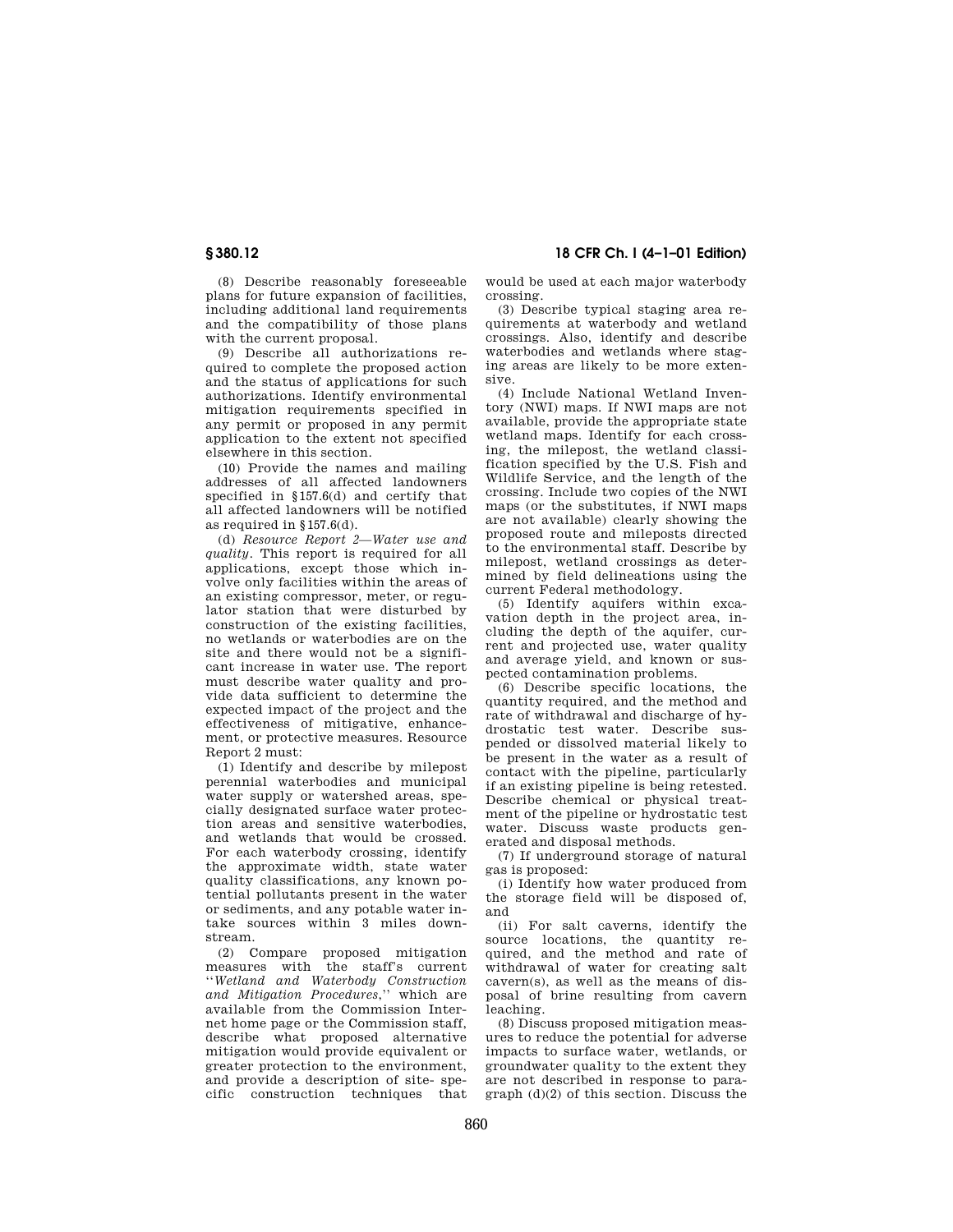(8) Describe reasonably foreseeable plans for future expansion of facilities, including additional land requirements and the compatibility of those plans with the current proposal.

(9) Describe all authorizations required to complete the proposed action and the status of applications for such authorizations. Identify environmental mitigation requirements specified in any permit or proposed in any permit application to the extent not specified elsewhere in this section.

(10) Provide the names and mailing addresses of all affected landowners specified in §157.6(d) and certify that all affected landowners will be notified as required in §157.6(d).

(d) *Resource Report 2—Water use and quality.* This report is required for all applications, except those which involve only facilities within the areas of an existing compressor, meter, or regulator station that were disturbed by construction of the existing facilities, no wetlands or waterbodies are on the site and there would not be a significant increase in water use. The report must describe water quality and provide data sufficient to determine the expected impact of the project and the effectiveness of mitigative, enhancement, or protective measures. Resource Report 2 must:

(1) Identify and describe by milepost perennial waterbodies and municipal water supply or watershed areas, specially designated surface water protection areas and sensitive waterbodies, and wetlands that would be crossed. For each waterbody crossing, identify the approximate width, state water quality classifications, any known potential pollutants present in the water or sediments, and any potable water intake sources within 3 miles downstream.

(2) Compare proposed mitigation measures with the staff's current ''*Wetland and Waterbody Construction and Mitigation Procedures*,'' which are available from the Commission Internet home page or the Commission staff, describe what proposed alternative mitigation would provide equivalent or greater protection to the environment, and provide a description of site- specific construction techniques that would be used at each major waterbody crossing.

(3) Describe typical staging area requirements at waterbody and wetland crossings. Also, identify and describe waterbodies and wetlands where staging areas are likely to be more extensive.

(4) Include National Wetland Inventory (NWI) maps. If NWI maps are not available, provide the appropriate state wetland maps. Identify for each crossing, the milepost, the wetland classification specified by the U.S. Fish and Wildlife Service, and the length of the crossing. Include two copies of the NWI maps (or the substitutes, if NWI maps are not available) clearly showing the proposed route and mileposts directed to the environmental staff. Describe by milepost, wetland crossings as determined by field delineations using the current Federal methodology.

(5) Identify aquifers within excavation depth in the project area, including the depth of the aquifer, current and projected use, water quality and average yield, and known or suspected contamination problems.

(6) Describe specific locations, the quantity required, and the method and rate of withdrawal and discharge of hydrostatic test water. Describe suspended or dissolved material likely to be present in the water as a result of contact with the pipeline, particularly if an existing pipeline is being retested. Describe chemical or physical treatment of the pipeline or hydrostatic test water. Discuss waste products generated and disposal methods.

(7) If underground storage of natural gas is proposed:

(i) Identify how water produced from the storage field will be disposed of, and

(ii) For salt caverns, identify the source locations, the quantity required, and the method and rate of withdrawal of water for creating salt cavern(s), as well as the means of disposal of brine resulting from cavern leaching.

(8) Discuss proposed mitigation measures to reduce the potential for adverse impacts to surface water, wetlands, or groundwater quality to the extent they are not described in response to paragraph (d)(2) of this section. Discuss the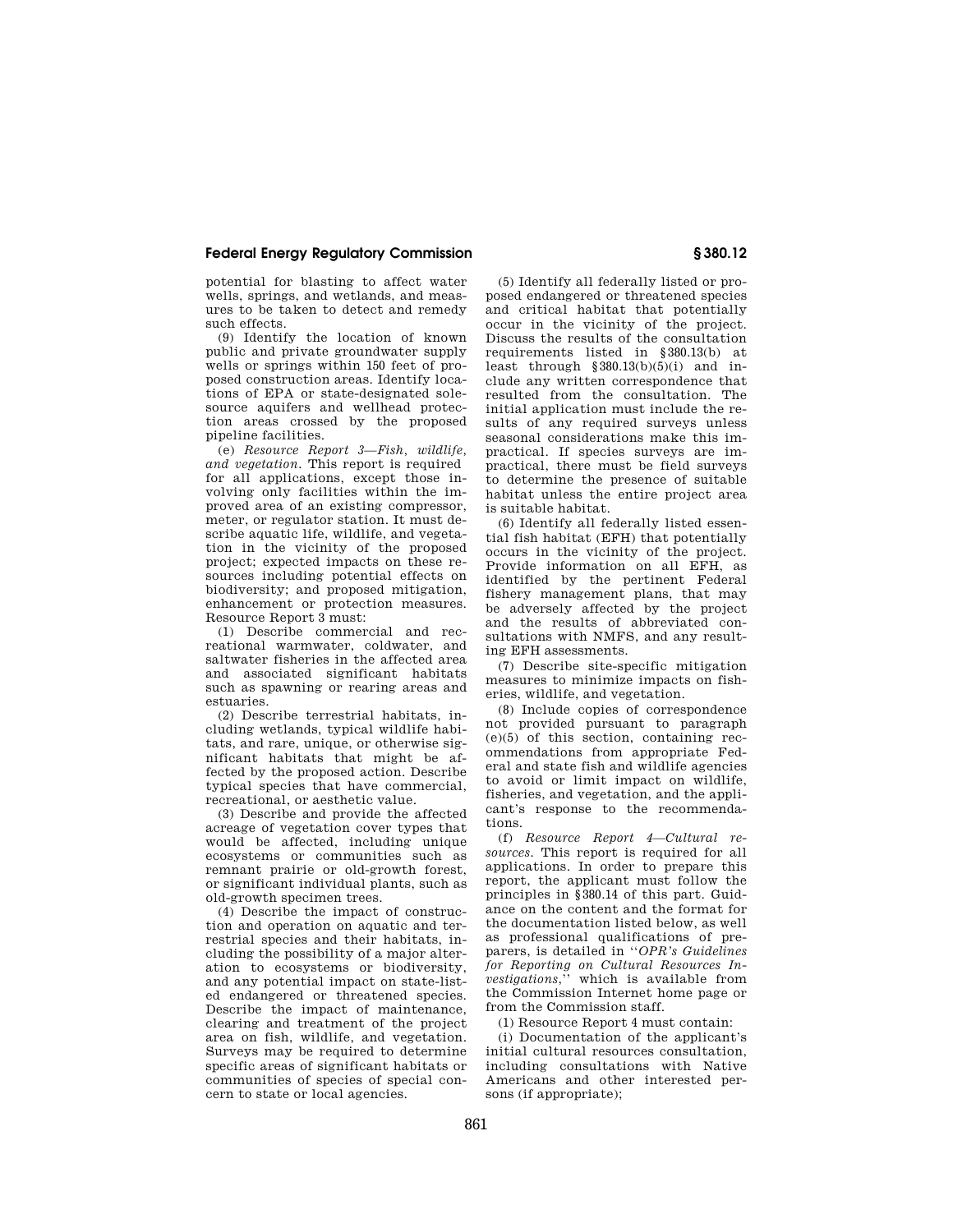potential for blasting to affect water wells, springs, and wetlands, and measures to be taken to detect and remedy such effects.

(9) Identify the location of known public and private groundwater supply wells or springs within 150 feet of proposed construction areas. Identify locations of EPA or state-designated sole-source aquifers and wellhead protection areas crossed by the proposed pipeline facilities.

(e) *Resource Report 3—Fish, wildlife, and vegetation.* This report is required for all applications, except those involving only facilities within the improved area of an existing compressor, meter, or regulator station. It must describe aquatic life, wildlife, and vegetation in the vicinity of the proposed project; expected impacts on these resources including potential effects on biodiversity; and proposed mitigation, enhancement or protection measures. Resource Report 3 must:

(1) Describe commercial and recreational warmwater, coldwater, and saltwater fisheries in the affected area and associated significant habitats such as spawning or rearing areas and estuaries.

(2) Describe terrestrial habitats, including wetlands, typical wildlife habitats, and rare, unique, or otherwise significant habitats that might be affected by the proposed action. Describe typical species that have commercial, recreational, or aesthetic value.

(3) Describe and provide the affected acreage of vegetation cover types that would be affected, including unique ecosystems or communities such as remnant prairie or old-growth forest, or significant individual plants, such as old-growth specimen trees.

(4) Describe the impact of construction and operation on aquatic and terrestrial species and their habitats, including the possibility of a major alteration to ecosystems or biodiversity, and any potential impact on state-listed endangered or threatened species. Describe the impact of maintenance, clearing and treatment of the project area on fish, wildlife, and vegetation. Surveys may be required to determine specific areas of significant habitats or communities of species of special concern to state or local agencies.

(5) Identify all federally listed or proposed endangered or threatened species and critical habitat that potentially occur in the vicinity of the project. Discuss the results of the consultation requirements listed in §380.13(b) at least through §380.13(b)(5)(i) and include any written correspondence that resulted from the consultation. The initial application must include the results of any required surveys unless seasonal considerations make this impractical. If species surveys are impractical, there must be field surveys to determine the presence of suitable habitat unless the entire project area is suitable habitat.

(6) Identify all federally listed essential fish habitat (EFH) that potentially occurs in the vicinity of the project. Provide information on all EFH, as identified by the pertinent Federal fishery management plans, that may be adversely affected by the project and the results of abbreviated consultations with NMFS, and any resulting EFH assessments.

(7) Describe site-specific mitigation measures to minimize impacts on fisheries, wildlife, and vegetation.

(8) Include copies of correspondence not provided pursuant to paragraph (e)(5) of this section, containing recommendations from appropriate Federal and state fish and wildlife agencies to avoid or limit impact on wildlife, fisheries, and vegetation, and the applicant's response to the recommendations.

(f) *Resource Report 4—Cultural resources.* This report is required for all applications. In order to prepare this report, the applicant must follow the principles in §380.14 of this part. Guidance on the content and the format for the documentation listed below, as well as professional qualifications of preparers, is detailed in "*OPR's Guidelines for Reporting on Cultural Resources Investigations*," which is available from the Commission Internet home page or from the Commission staff.

(1) Resource Report 4 must contain:

(i) Documentation of the applicant's initial cultural resources consultation, including consultations with Native Americans and other interested persons (if appropriate);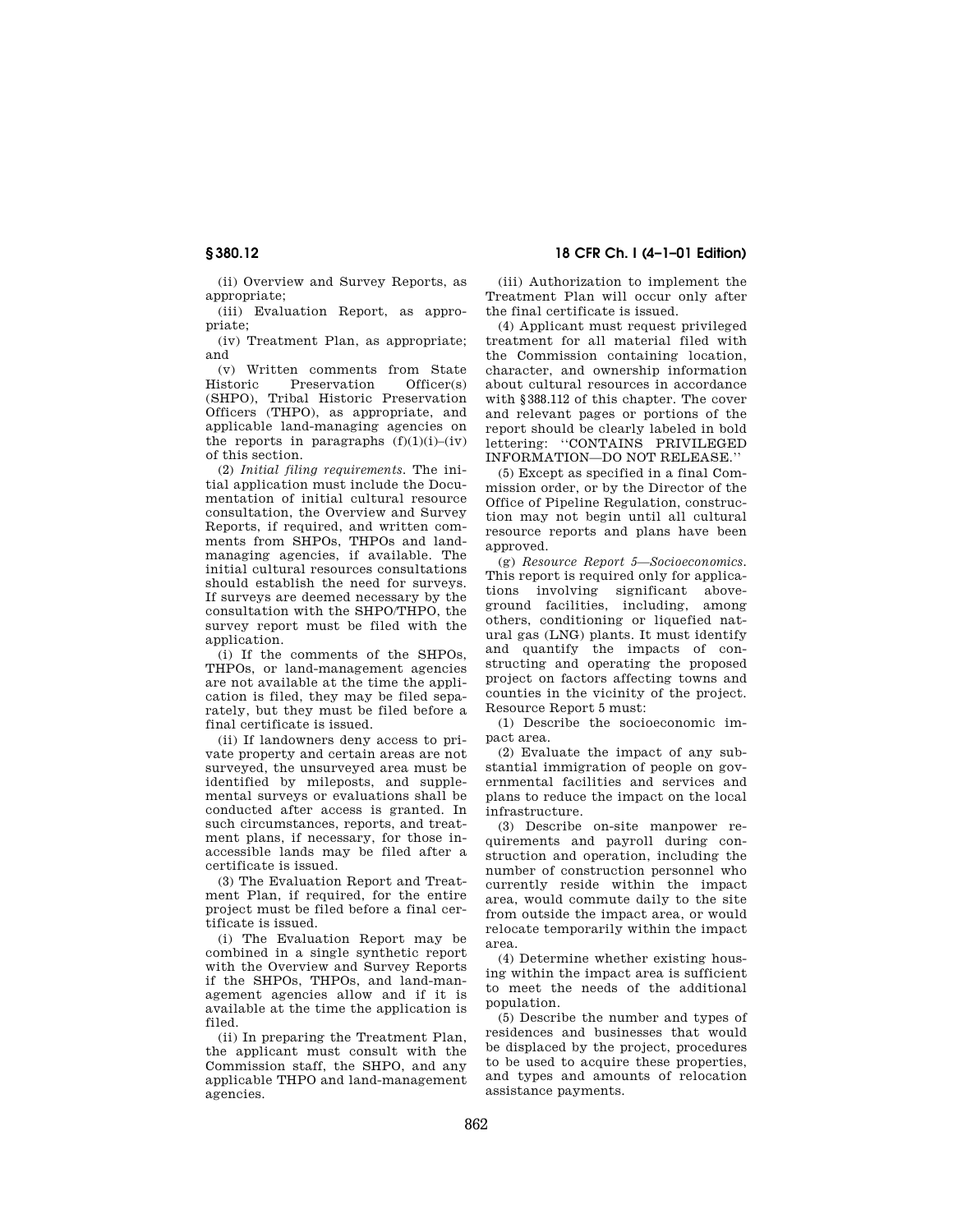(ii) Overview and Survey Reports, as appropriate;

(iii) Evaluation Report, as appropriate;

(iv) Treatment Plan, as appropriate; and

(v) Written comments from State Historic Preservation Officer(s) (SHPO), Tribal Historic Preservation Officers (THPO), as appropriate, and applicable land-managing agencies on the reports in paragraphs (f)(1)(i)–(iv) of this section.

(2) *Initial filing requirements.* The initial application must include the Documentation of initial cultural resource consultation, the Overview and Survey Reports, if required, and written comments from SHPOs, THPOs and land-managing agencies, if available. The initial cultural resources consultations should establish the need for surveys. If surveys are deemed necessary by the consultation with the SHPO/THPO, the survey report must be filed with the application.

(i) If the comments of the SHPOs, THPOs, or land-management agencies are not available at the time the application is filed, they may be filed separately, but they must be filed before a final certificate is issued.

(ii) If landowners deny access to private property and certain areas are not surveyed, the unsurveyed area must be identified by mileposts, and supplemental surveys or evaluations shall be conducted after access is granted. In such circumstances, reports, and treatment plans, if necessary, for those inaccessible lands may be filed after a certificate is issued.

(3) The Evaluation Report and Treatment Plan, if required, for the entire project must be filed before a final certificate is issued.

(i) The Evaluation Report may be combined in a single synthetic report with the Overview and Survey Reports if the SHPOs, THPOs, and land-management agencies allow and if it is available at the time the application is filed.

(ii) In preparing the Treatment Plan, the applicant must consult with the Commission staff, the SHPO, and any applicable THPO and land-management agencies.

(iii) Authorization to implement the Treatment Plan will occur only after the final certificate is issued.

(4) Applicant must request privileged treatment for all material filed with the Commission containing location, character, and ownership information about cultural resources in accordance with §388.112 of this chapter. The cover and relevant pages or portions of the report should be clearly labeled in bold lettering: ''CONTAINS PRIVILEGED INFORMATION—DO NOT RELEASE.''

(5) Except as specified in a final Commission order, or by the Director of the Office of Pipeline Regulation, construction may not begin until all cultural resource reports and plans have been approved.

(g) *Resource Report 5—Socioeconomics.* This report is required only for applications involving significant aboveground facilities, including, among others, conditioning or liquefied natural gas (LNG) plants. It must identify and quantify the impacts of constructing and operating the proposed project on factors affecting towns and counties in the vicinity of the project. Resource Report 5 must:

(1) Describe the socioeconomic impact area.

(2) Evaluate the impact of any substantial immigration of people on governmental facilities and services and plans to reduce the impact on the local infrastructure.

(3) Describe on-site manpower requirements and payroll during construction and operation, including the number of construction personnel who currently reside within the impact area, would commute daily to the site from outside the impact area, or would relocate temporarily within the impact area.

(4) Determine whether existing housing within the impact area is sufficient to meet the needs of the additional population.

(5) Describe the number and types of residences and businesses that would be displaced by the project, procedures to be used to acquire these properties, and types and amounts of relocation assistance payments.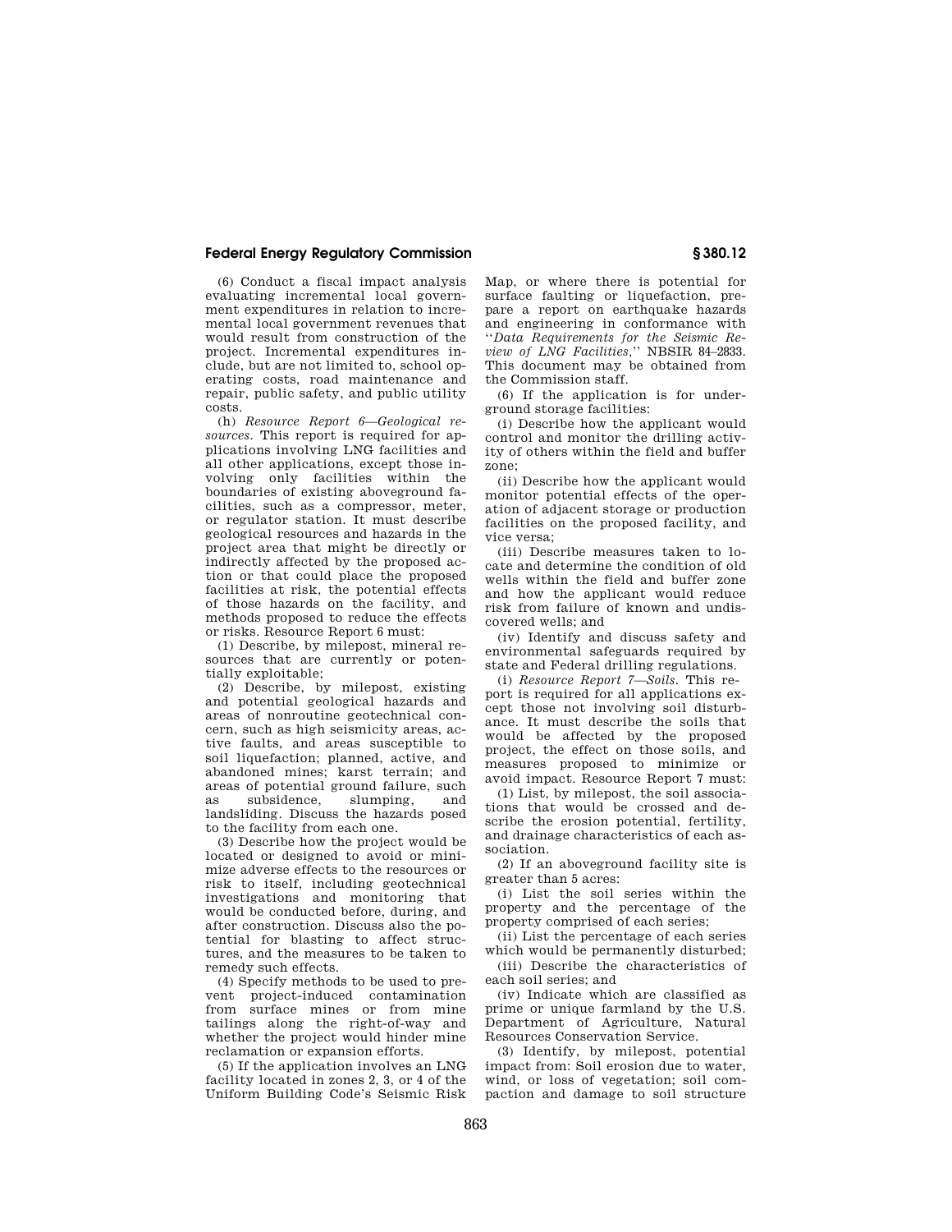(6) Conduct a fiscal impact analysis evaluating incremental local government expenditures in relation to incremental local government revenues that would result from construction of the project. Incremental expenditures include, but are not limited to, school operating costs, road maintenance and repair, public safety, and public utility costs.

(h) *Resource Report 6—Geological resources.* This report is required for applications involving LNG facilities and all other applications, except those involving only facilities within the boundaries of existing aboveground facilities, such as a compressor, meter, or regulator station. It must describe geological resources and hazards in the project area that might be directly or indirectly affected by the proposed action or that could place the proposed facilities at risk, the potential effects of those hazards on the facility, and methods proposed to reduce the effects or risks. Resource Report 6 must:

(1) Describe, by milepost, mineral resources that are currently or potentially exploitable;

(2) Describe, by milepost, existing and potential geological hazards and areas of nonroutine geotechnical concern, such as high seismicity areas, active faults, and areas susceptible to soil liquefaction; planned, active, and abandoned mines; karst terrain; and areas of potential ground failure, such as subsidence, slumping, and landsliding. Discuss the hazards posed to the facility from each one.

(3) Describe how the project would be located or designed to avoid or minimize adverse effects to the resources or risk to itself, including geotechnical investigations and monitoring that would be conducted before, during, and after construction. Discuss also the potential for blasting to affect structures, and the measures to be taken to remedy such effects.

(4) Specify methods to be used to prevent project-induced contamination from surface mines or from mine tailings along the right-of-way and whether the project would hinder mine reclamation or expansion efforts.

(5) If the application involves an LNG facility located in zones 2, 3, or 4 of the Uniform Building Code's Seismic Risk Map, or where there is potential for surface faulting or liquefaction, prepare a report on earthquake hazards and engineering in conformance with ''*Data Requirements for the Seismic Review of LNG Facilities,*'' NBSIR 84–2833. This document may be obtained from the Commission staff.

(6) If the application is for underground storage facilities:

(i) Describe how the applicant would control and monitor the drilling activity of others within the field and buffer zone;

(ii) Describe how the applicant would monitor potential effects of the operation of adjacent storage or production facilities on the proposed facility, and vice versa;

(iii) Describe measures taken to locate and determine the condition of old wells within the field and buffer zone and how the applicant would reduce risk from failure of known and undiscovered wells; and

(iv) Identify and discuss safety and environmental safeguards required by state and Federal drilling regulations.

(i) *Resource Report 7—Soils.* This report is required for all applications except those not involving soil disturbance. It must describe the soils that would be affected by the proposed project, the effect on those soils, and measures proposed to minimize or avoid impact. Resource Report 7 must:

(1) List, by milepost, the soil associations that would be crossed and describe the erosion potential, fertility, and drainage characteristics of each association.

(2) If an aboveground facility site is greater than 5 acres:

(i) List the soil series within the property and the percentage of the property comprised of each series;

(ii) List the percentage of each series which would be permanently disturbed;

(iii) Describe the characteristics of each soil series; and

(iv) Indicate which are classified as prime or unique farmland by the U.S. Department of Agriculture, Natural Resources Conservation Service.

(3) Identify, by milepost, potential impact from: Soil erosion due to water, wind, or loss of vegetation; soil compaction and damage to soil structure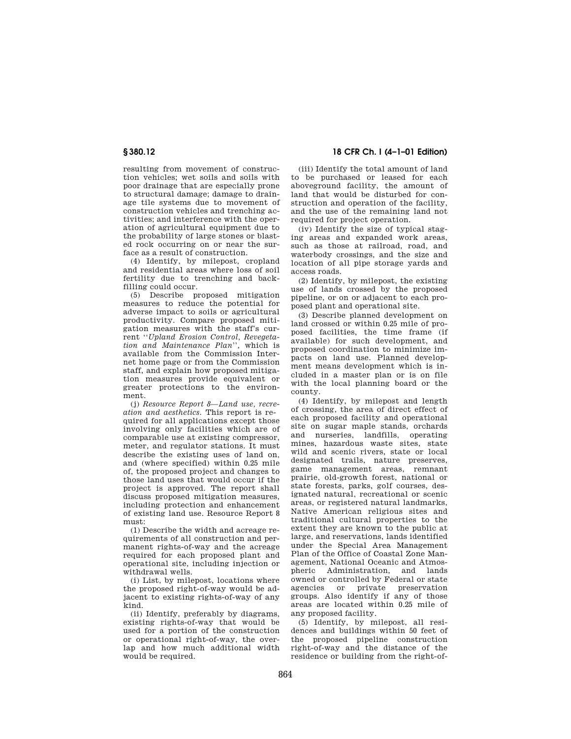resulting from movement of construction vehicles; wet soils and soils with poor drainage that are especially prone to structural damage; damage to drainage tile systems due to movement of construction vehicles and trenching activities; and interference with the operation of agricultural equipment due to the probability of large stones or blasted rock occurring on or near the surface as a result of construction.

(4) Identify, by milepost, cropland and residential areas where loss of soil fertility due to trenching and backfilling could occur.

(5) Describe proposed mitigation measures to reduce the potential for adverse impact to soils or agricultural productivity. Compare proposed mitigation measures with the staff's current ''*Upland Erosion Control, Revegetation and Maintenance Plan*'', which is available from the Commission Internet home page or from the Commission staff, and explain how proposed mitigation measures provide equivalent or greater protections to the environment.

(j) *Resource Report 8—Land use, recreation and aesthetics.* This report is required for all applications except those involving only facilities which are of comparable use at existing compressor, meter, and regulator stations. It must describe the existing uses of land on, and (where specified) within 0.25 mile of, the proposed project and changes to those land uses that would occur if the project is approved. The report shall discuss proposed mitigation measures, including protection and enhancement of existing land use. Resource Report 8 must:

(1) Describe the width and acreage requirements of all construction and permanent rights-of-way and the acreage required for each proposed plant and operational site, including injection or withdrawal wells.

(i) List, by milepost, locations where the proposed right-of-way would be adjacent to existing rights-of-way of any kind.

(ii) Identify, preferably by diagrams, existing rights-of-way that would be used for a portion of the construction or operational right-of-way, the overlap and how much additional width would be required.

(iii) Identify the total amount of land to be purchased or leased for each aboveground facility, the amount of land that would be disturbed for construction and operation of the facility, and the use of the remaining land not required for project operation.

(iv) Identify the size of typical staging areas and expanded work areas, such as those at railroad, road, and waterbody crossings, and the size and location of all pipe storage yards and access roads.

(2) Identify, by milepost, the existing use of lands crossed by the proposed pipeline, or on or adjacent to each proposed plant and operational site.

(3) Describe planned development on land crossed or within 0.25 mile of proposed facilities, the time frame (if available) for such development, and proposed coordination to minimize impacts on land use. Planned development means development which is included in a master plan or is on file with the local planning board or the county.

(4) Identify, by milepost and length of crossing, the area of direct effect of each proposed facility and operational site on sugar maple stands, orchards and nurseries, landfills, operating mines, hazardous waste sites, state wild and scenic rivers, state or local designated trails, nature preserves, game management areas, remnant prairie, old-growth forest, national or state forests, parks, golf courses, designated natural, recreational or scenic areas, or registered natural landmarks, Native American religious sites and traditional cultural properties to the extent they are known to the public at large, and reservations, lands identified under the Special Area Management Plan of the Office of Coastal Zone Management, National Oceanic and Atmospheric Administration, and lands owned or controlled by Federal or state agencies or private preservation groups. Also identify if any of those areas are located within 0.25 mile of any proposed facility.

(5) Identify, by milepost, all residences and buildings within 50 feet of the proposed pipeline construction right-of-way and the distance of the residence or building from the right-of-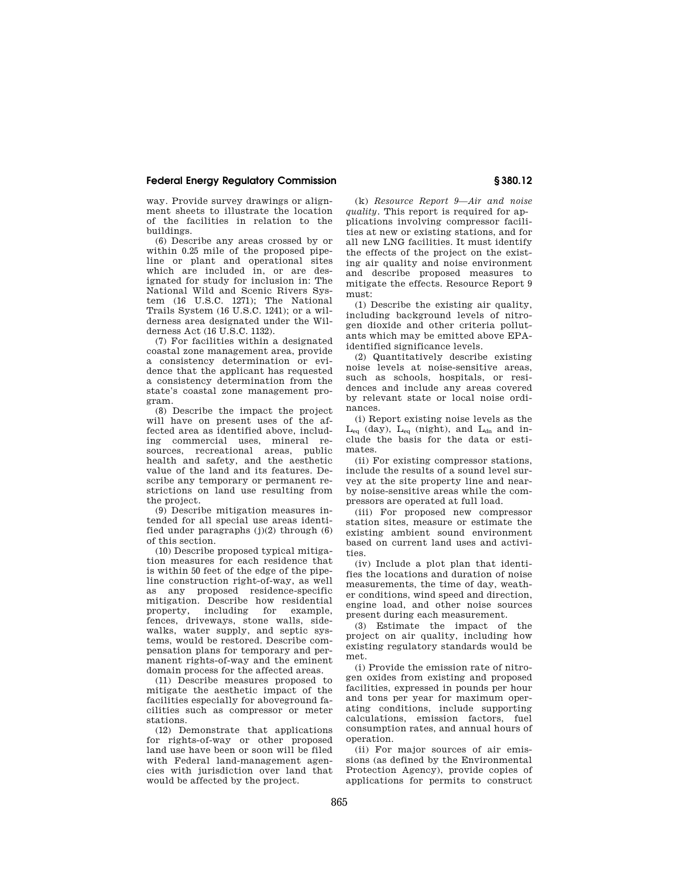way. Provide survey drawings or alignment sheets to illustrate the location of the facilities in relation to the buildings.

(6) Describe any areas crossed by or within 0.25 mile of the proposed pipeline or plant and operational sites which are included in, or are designated for study for inclusion in: The National Wild and Scenic Rivers System (16 U.S.C. 1271); The National Trails System (16 U.S.C. 1241); or a wilderness area designated under the Wilderness Act (16 U.S.C. 1132).

(7) For facilities within a designated coastal zone management area, provide a consistency determination or evidence that the applicant has requested a consistency determination from the state's coastal zone management program.

(8) Describe the impact the project will have on present uses of the affected area as identified above, including commercial uses, mineral resources, recreational areas, public health and safety, and the aesthetic value of the land and its features. Describe any temporary or permanent restrictions on land use resulting from the project.

(9) Describe mitigation measures intended for all special use areas identified under paragraphs (j)(2) through (6) of this section.

(10) Describe proposed typical mitigation measures for each residence that is within 50 feet of the edge of the pipeline construction right-of-way, as well as any proposed residence-specific mitigation. Describe how residential property, including for example, fences, driveways, stone walls, sidewalks, water supply, and septic systems, would be restored. Describe compensation plans for temporary and permanent rights-of-way and the eminent domain process for the affected areas.

(11) Describe measures proposed to mitigate the aesthetic impact of the facilities especially for aboveground facilities such as compressor or meter stations.

(12) Demonstrate that applications for rights-of-way or other proposed land use have been or soon will be filed with Federal land-management agencies with jurisdiction over land that would be affected by the project.

(k) *Resource Report 9—Air and noise quality.* This report is required for applications involving compressor facilities at new or existing stations, and for all new LNG facilities. It must identify the effects of the project on the existing air quality and noise environment and describe proposed measures to mitigate the effects. Resource Report 9 must:

(1) Describe the existing air quality, including background levels of nitrogen dioxide and other criteria pollutants which may be emitted above EPA-identified significance levels.

(2) Quantitatively describe existing noise levels at noise-sensitive areas, such as schools, hospitals, or residences and include any areas covered by relevant state or local noise ordinances.

(i) Report existing noise levels as the $L_{eq}$ (day), $L_{eq}$ (night), and $L_{dn}$ and include the basis for the data or estimates.

(ii) For existing compressor stations, include the results of a sound level survey at the site property line and nearby noise-sensitive areas while the compressors are operated at full load.

(iii) For proposed new compressor station sites, measure or estimate the existing ambient sound environment based on current land uses and activities.

(iv) Include a plot plan that identifies the locations and duration of noise measurements, the time of day, weather conditions, wind speed and direction, engine load, and other noise sources present during each measurement.

(3) Estimate the impact of the project on air quality, including how existing regulatory standards would be met.

(i) Provide the emission rate of nitrogen oxides from existing and proposed facilities, expressed in pounds per hour and tons per year for maximum operating conditions, include supporting calculations, emission factors, fuel consumption rates, and annual hours of operation.

(ii) For major sources of air emissions (as defined by the Environmental Protection Agency), provide copies of applications for permits to construct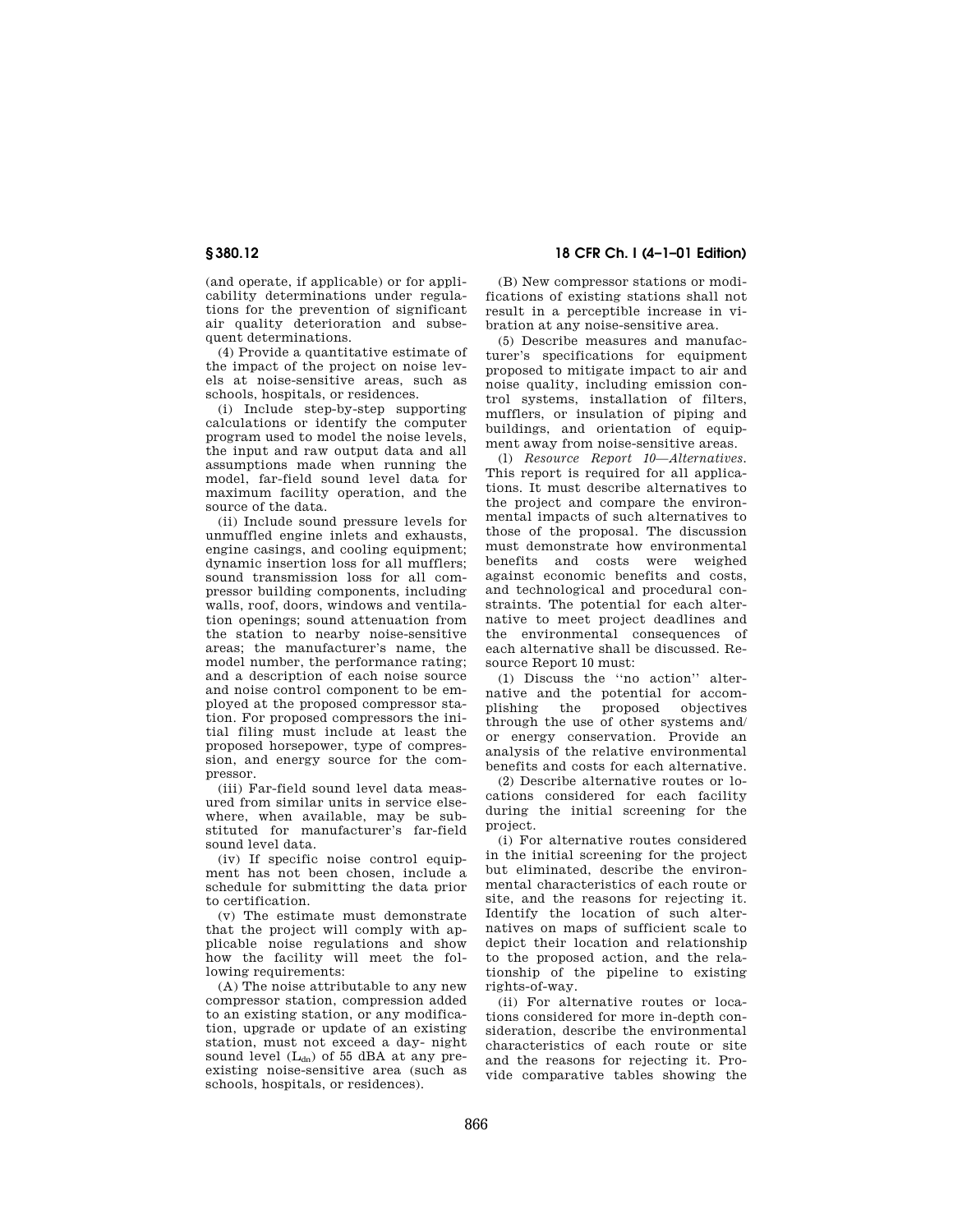(and operate, if applicable) or for applicability determinations under regulations for the prevention of significant air quality deterioration and subsequent determinations.

(4) Provide a quantitative estimate of the impact of the project on noise levels at noise-sensitive areas, such as schools, hospitals, or residences.

(i) Include step-by-step supporting calculations or identify the computer program used to model the noise levels, the input and raw output data and all assumptions made when running the model, far-field sound level data for maximum facility operation, and the source of the data.

(ii) Include sound pressure levels for unmuffled engine inlets and exhausts, engine casings, and cooling equipment; dynamic insertion loss for all mufflers; sound transmission loss for all compressor building components, including walls, roof, doors, windows and ventilation openings; sound attenuation from the station to nearby noise-sensitive areas; the manufacturer's name, the model number, the performance rating; and a description of each noise source and noise control component to be employed at the proposed compressor station. For proposed compressors the initial filing must include at least the proposed horsepower, type of compression, and energy source for the compressor.

(iii) Far-field sound level data measured from similar units in service elsewhere, when available, may be substituted for manufacturer's far-field sound level data.

(iv) If specific noise control equipment has not been chosen, include a schedule for submitting the data prior to certification.

(v) The estimate must demonstrate that the project will comply with applicable noise regulations and show how the facility will meet the following requirements:

(A) The noise attributable to any new compressor station, compression added to an existing station, or any modification, upgrade or update of an existing station, must not exceed a day- night sound level ($L_{dn}$) of 55 dBA at any preexisting noise-sensitive area (such as schools, hospitals, or residences).

(B) New compressor stations or modifications of existing stations shall not result in a perceptible increase in vibration at any noise-sensitive area.

(5) Describe measures and manufacturer's specifications for equipment proposed to mitigate impact to air and noise quality, including emission control systems, installation of filters, mufflers, or insulation of piping and buildings, and orientation of equipment away from noise-sensitive areas.

(l) *Resource Report 10—Alternatives.* This report is required for all applications. It must describe alternatives to the project and compare the environmental impacts of such alternatives to those of the proposal. The discussion must demonstrate how environmental benefits and costs were weighed against economic benefits and costs, and technological and procedural constraints. The potential for each alternative to meet project deadlines and the environmental consequences of each alternative shall be discussed. Resource Report 10 must:

(1) Discuss the ''no action'' alternative and the potential for accomplishing the proposed objectives through the use of other systems and/or energy conservation. Provide an analysis of the relative environmental benefits and costs for each alternative.

(2) Describe alternative routes or locations considered for each facility during the initial screening for the project.

(i) For alternative routes considered in the initial screening for the project but eliminated, describe the environmental characteristics of each route or site, and the reasons for rejecting it. Identify the location of such alternatives on maps of sufficient scale to depict their location and relationship to the proposed action, and the relationship of the pipeline to existing rights-of-way.

(ii) For alternative routes or locations considered for more in-depth consideration, describe the environmental characteristics of each route or site and the reasons for rejecting it. Provide comparative tables showing the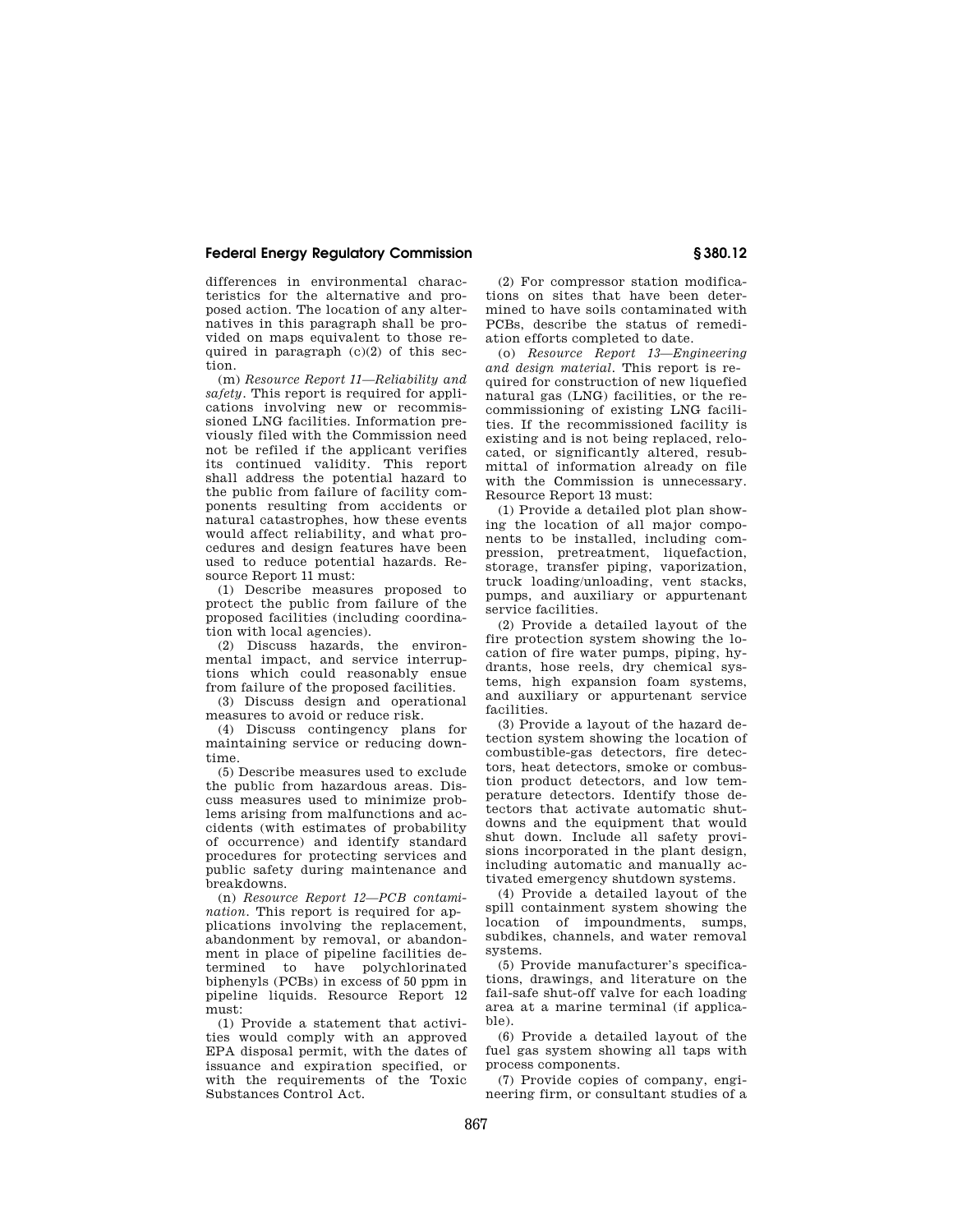differences in environmental characteristics for the alternative and proposed action. The location of any alternatives in this paragraph shall be provided on maps equivalent to those required in paragraph (c)(2) of this section.

(m) *Resource Report 11—Reliability and safety*. This report is required for applications involving new or recommissioned LNG facilities. Information previously filed with the Commission need not be refiled if the applicant verifies its continued validity. This report shall address the potential hazard to the public from failure of facility components resulting from accidents or natural catastrophes, how these events would affect reliability, and what procedures and design features have been used to reduce potential hazards. Resource Report 11 must:

(1) Describe measures proposed to protect the public from failure of the proposed facilities (including coordination with local agencies).

(2) Discuss hazards, the environmental impact, and service interruptions which could reasonably ensue from failure of the proposed facilities.

(3) Discuss design and operational measures to avoid or reduce risk.

(4) Discuss contingency plans for maintaining service or reducing downtime.

(5) Describe measures used to exclude the public from hazardous areas. Discuss measures used to minimize problems arising from malfunctions and accidents (with estimates of probability of occurrence) and identify standard procedures for protecting services and public safety during maintenance and breakdowns.

(n) *Resource Report 12—PCB contamination*. This report is required for applications involving the replacement, abandonment by removal, or abandonment in place of pipeline facilities determined to have polychlorinated biphenyls (PCBs) in excess of 50 ppm in pipeline liquids. Resource Report 12 must:

(1) Provide a statement that activities would comply with an approved EPA disposal permit, with the dates of issuance and expiration specified, or with the requirements of the Toxic Substances Control Act.

(2) For compressor station modifications on sites that have been determined to have soils contaminated with PCBs, describe the status of remediation efforts completed to date.

(o) *Resource Report 13—Engineering and design material*. This report is required for construction of new liquefied natural gas (LNG) facilities, or the recommissioning of existing LNG facilities. If the recommissioned facility is existing and is not being replaced, relocated, or significantly altered, resubmittal of information already on file with the Commission is unnecessary. Resource Report 13 must:

(1) Provide a detailed plot plan showing the location of all major components to be installed, including compression, pretreatment, liquefaction, storage, transfer piping, vaporization, truck loading/unloading, vent stacks, pumps, and auxiliary or appurtenant service facilities.

(2) Provide a detailed layout of the fire protection system showing the location of fire water pumps, piping, hydrants, hose reels, dry chemical systems, high expansion foam systems, and auxiliary or appurtenant service facilities.

(3) Provide a layout of the hazard detection system showing the location of combustible-gas detectors, fire detectors, heat detectors, smoke or combustion product detectors, and low temperature detectors. Identify those detectors that activate automatic shutdowns and the equipment that would shut down. Include all safety provisions incorporated in the plant design, including automatic and manually activated emergency shutdown systems.

(4) Provide a detailed layout of the spill containment system showing the location of impoundments, sumps, subdikes, channels, and water removal systems.

(5) Provide manufacturer's specifications, drawings, and literature on the fail-safe shut-off valve for each loading area at a marine terminal (if applicable).

(6) Provide a detailed layout of the fuel gas system showing all taps with process components.

(7) Provide copies of company, engineering firm, or consultant studies of a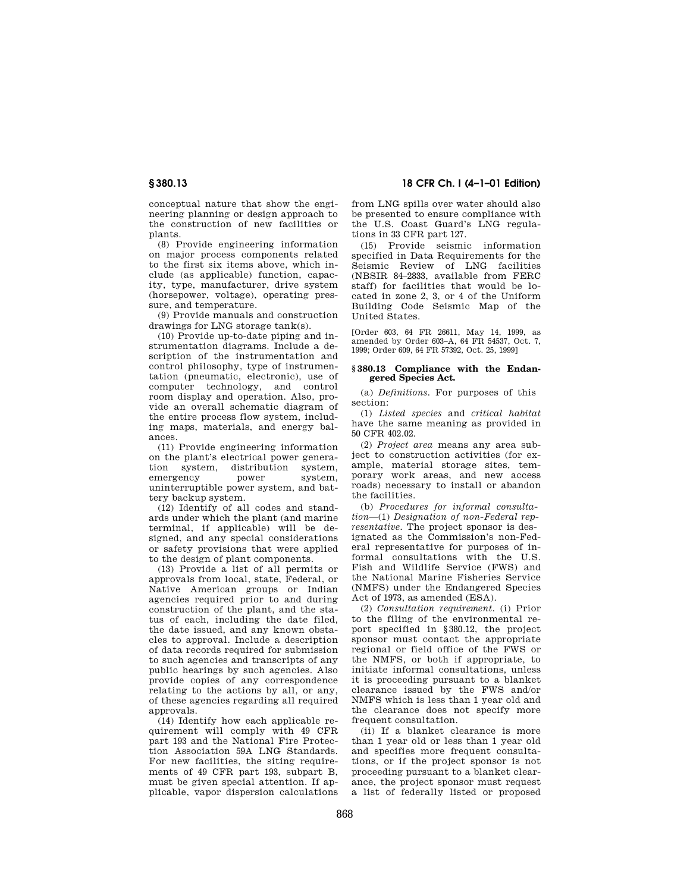conceptual nature that show the engineering planning or design approach to the construction of new facilities or plants.

(8) Provide engineering information on major process components related to the first six items above, which include (as applicable) function, capacity, type, manufacturer, drive system (horsepower, voltage), operating pressure, and temperature.

(9) Provide manuals and construction drawings for LNG storage tank(s).

(10) Provide up-to-date piping and instrumentation diagrams. Include a description of the instrumentation and control philosophy, type of instrumentation (pneumatic, electronic), use of computer technology, and control room display and operation. Also, provide an overall schematic diagram of the entire process flow system, including maps, materials, and energy balances.

(11) Provide engineering information on the plant's electrical power generation system, distribution system, emergency power system, uninterruptible power system, and battery backup system.

(12) Identify of all codes and standards under which the plant (and marine terminal, if applicable) will be designed, and any special considerations or safety provisions that were applied to the design of plant components.

(13) Provide a list of all permits or approvals from local, state, Federal, or Native American groups or Indian agencies required prior to and during construction of the plant, and the status of each, including the date filed, the date issued, and any known obstacles to approval. Include a description of data records required for submission to such agencies and transcripts of any public hearings by such agencies. Also provide copies of any correspondence relating to the actions by all, or any, of these agencies regarding all required approvals.

(14) Identify how each applicable requirement will comply with 49 CFR part 193 and the National Fire Protection Association 59A LNG Standards. For new facilities, the siting requirements of 49 CFR part 193, subpart B, must be given special attention. If applicable, vapor dispersion calculations from LNG spills over water should also be presented to ensure compliance with the U.S. Coast Guard's LNG regulations in 33 CFR part 127.

(15) Provide seismic information specified in Data Requirements for the Seismic Review of LNG facilities (NBSIR 84–2833, available from FERC staff) for facilities that would be located in zone 2, 3, or 4 of the Uniform Building Code Seismic Map of the United States.

[Order 603, 64 FR 26611, May 14, 1999, as amended by Order 603–A, 64 FR 54537, Oct. 7, 1999; Order 609, 64 FR 57392, Oct. 25, 1999]

## § 380.13 Compliance with the Endangered Species Act.

(a) *Definitions.* For purposes of this section:

(1) *Listed species* and *critical habitat* have the same meaning as provided in 50 CFR 402.02.

(2) *Project area* means any area subject to construction activities (for example, material storage sites, temporary work areas, and new access roads) necessary to install or abandon the facilities.

(b) *Procedures for informal consultation*—(1) *Designation of non-Federal representative.* The project sponsor is designated as the Commission's non-Federal representative for purposes of informal consultations with the U.S. Fish and Wildlife Service (FWS) and the National Marine Fisheries Service (NMFS) under the Endangered Species Act of 1973, as amended (ESA).

(2) *Consultation requirement.* (i) Prior to the filing of the environmental report specified in §380.12, the project sponsor must contact the appropriate regional or field office of the FWS or the NMFS, or both if appropriate, to initiate informal consultations, unless it is proceeding pursuant to a blanket clearance issued by the FWS and/or NMFS which is less than 1 year old and the clearance does not specify more frequent consultation.

(ii) If a blanket clearance is more than 1 year old or less than 1 year old and specifies more frequent consultations, or if the project sponsor is not proceeding pursuant to a blanket clearance, the project sponsor must request a list of federally listed or proposed